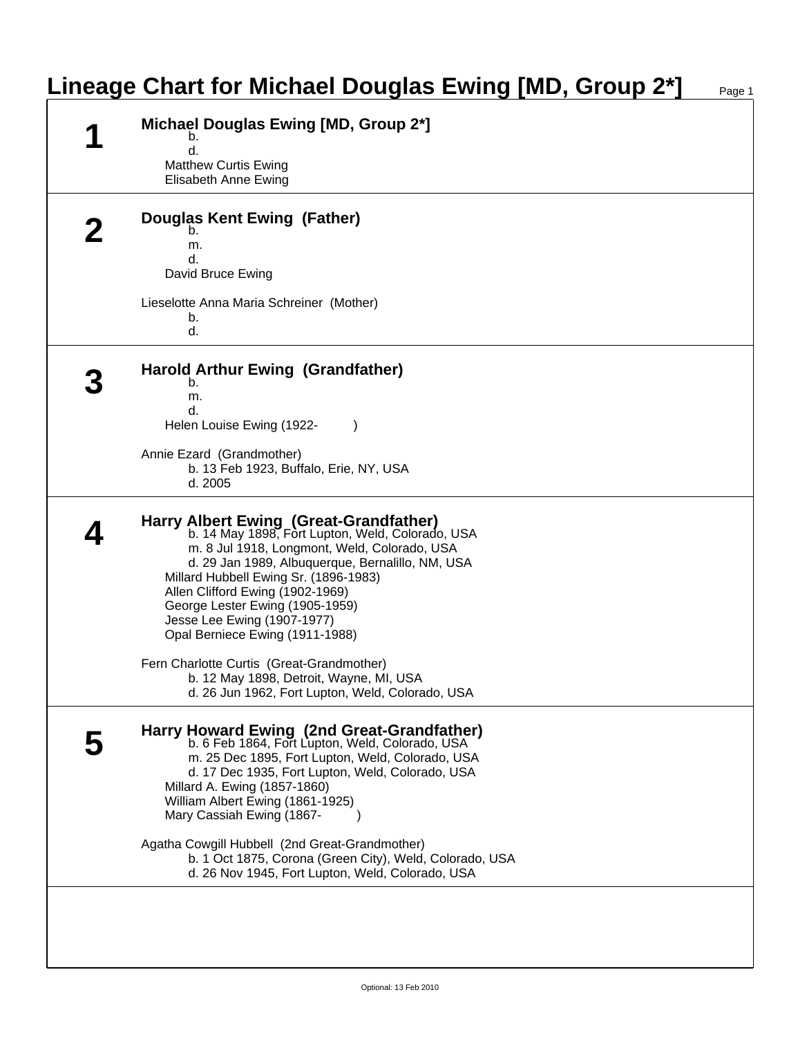# Lineage Chart for Michael Douglas Ewing [MD, Group 2*]

## 1

**Michael Douglas Ewing [MD, Group 2*]**

b.
d.

Matthew Curtis Ewing
Elisabeth Anne Ewing

## 2

**Douglas Kent Ewing (Father)**

b.
m.
d.

David Bruce Ewing

Lieselotte Anna Maria Schreiner (Mother)

b.
d.

## 3

**Harold Arthur Ewing (Grandfather)**

b.
m.
d.

Helen Louise Ewing (1922- )

Annie Ezard (Grandmother)

b. 13 Feb 1923, Buffalo, Erie, NY, USA
d. 2005

## 4

**Harry Albert Ewing (Great-Grandfather)**

b. 14 May 1898, Fort Lupton, Weld, Colorado, USA
m. 8 Jul 1918, Longmont, Weld, Colorado, USA
d. 29 Jan 1989, Albuquerque, Bernalillo, NM, USA

Millard Hubbell Ewing Sr. (1896-1983)
Allen Clifford Ewing (1902-1969)
George Lester Ewing (1905-1959)
Jesse Lee Ewing (1907-1977)
Opal Berniece Ewing (1911-1988)

Fern Charlotte Curtis (Great-Grandmother)

b. 12 May 1898, Detroit, Wayne, MI, USA
d. 26 Jun 1962, Fort Lupton, Weld, Colorado, USA

## 5

**Harry Howard Ewing (2nd Great-Grandfather)**

b. 6 Feb 1864, Fort Lupton, Weld, Colorado, USA
m. 25 Dec 1895, Fort Lupton, Weld, Colorado, USA
d. 17 Dec 1935, Fort Lupton, Weld, Colorado, USA

Millard A. Ewing (1857-1860)
William Albert Ewing (1861-1925)
Mary Cassiah Ewing (1867- )

Agatha Cowgill Hubbell (2nd Great-Grandmother)

b. 1 Oct 1875, Corona (Green City), Weld, Colorado, USA
d. 26 Nov 1945, Fort Lupton, Weld, Colorado, USA

Optional: 13 Feb 2010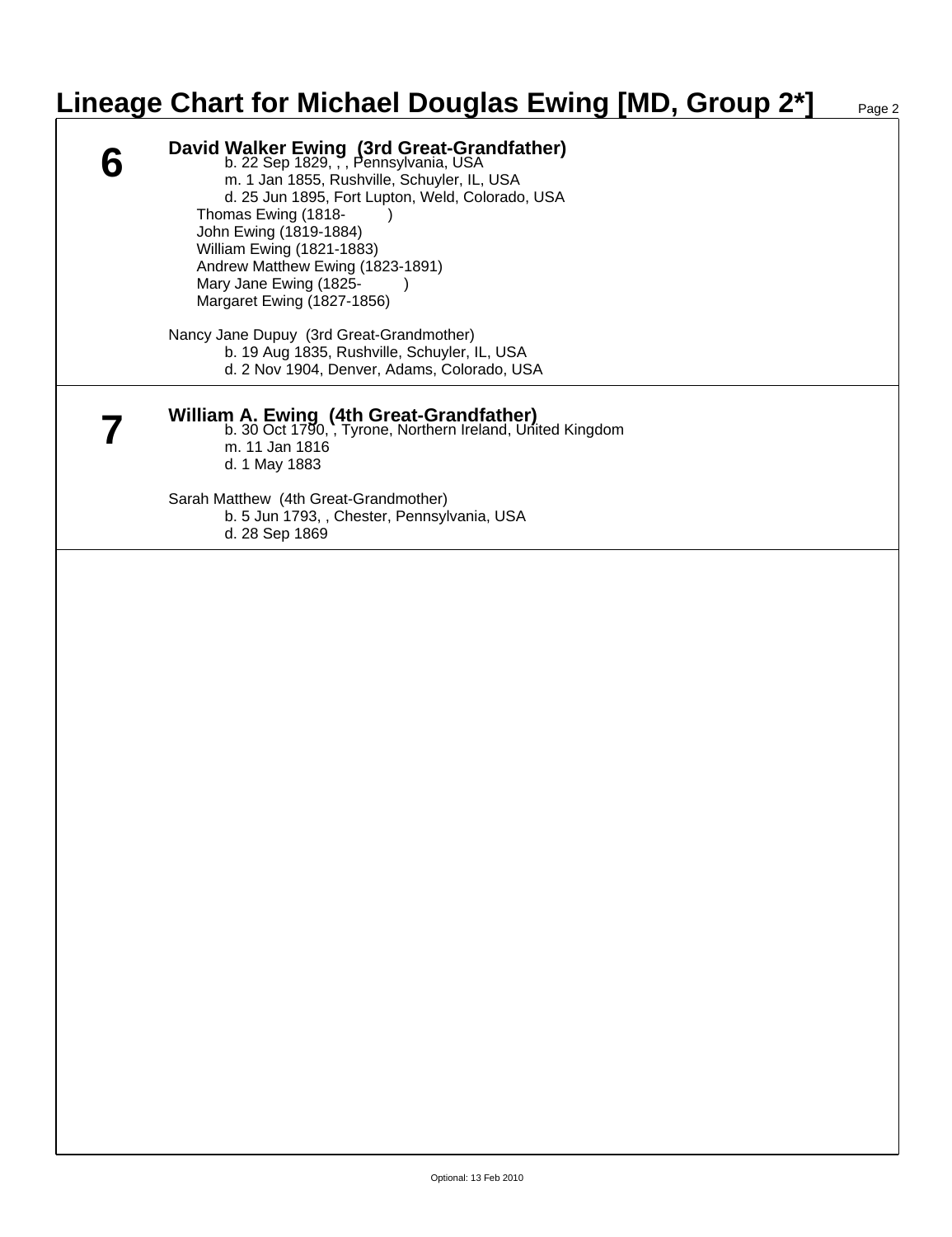# Lineage Chart for Michael Douglas Ewing [MD, Group 2*]

**6**

**David Walker Ewing (3rd Great-Grandfather)**
b. 22 Sep 1829, , , Pennsylvania, USA
m. 1 Jan 1855, Rushville, Schuyler, IL, USA
d. 25 Jun 1895, Fort Lupton, Weld, Colorado, USA

Thomas Ewing (1818- )
John Ewing (1819-1884)
William Ewing (1821-1883)
Andrew Matthew Ewing (1823-1891)
Mary Jane Ewing (1825- )
Margaret Ewing (1827-1856)

Nancy Jane Dupuy (3rd Great-Grandmother)
b. 19 Aug 1835, Rushville, Schuyler, IL, USA
d. 2 Nov 1904, Denver, Adams, Colorado, USA

**7**

**William A. Ewing (4th Great-Grandfather)**
b. 30 Oct 1790, , Tyrone, Northern Ireland, United Kingdom
m. 11 Jan 1816
d. 1 May 1883

Sarah Matthew (4th Great-Grandmother)
b. 5 Jun 1793, , Chester, Pennsylvania, USA
d. 28 Sep 1869

Optional: 13 Feb 2010